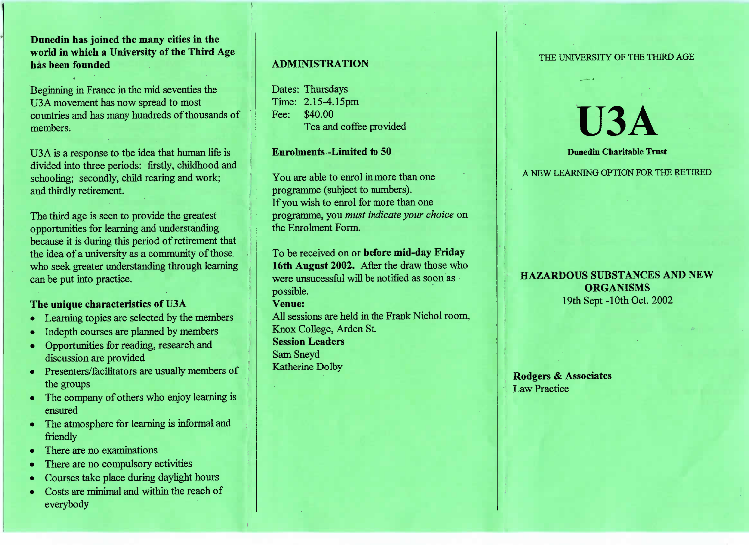**Dunedin has joined the many cities in the world in which a University of the Third Age has been founded**

Beginning in France in the mid seventies the U3A movement has now spread to most countries and has many hundreds of thousands of members.

U3A is a response to the idea that human life is divided into three periods: firstly, childhood and schooling; secondly, child rearing and work; and thirdly retirement.

The third age is seen to provide the greatest opportunities for learning and understanding because it is during this period of retirement that the idea of a university as a community of those who seek greater understanding through learning can be put into practice.

**The unique characteristics of U3A**

- Learning topics are selected by the members
- Indepth courses are planned by members
- Opportunities for reading, research and discussion are provided
- Presenters/facilitators are usually members of the groups
- The company of others who enjoy learning is ensured
- The atmosphere for learning is informal and friendly
- There are no examinations
- There are no compulsory activities
- Courses take place during daylight hours
- Costs are minimal and within the reach of everybody

## ADMINISTRATION

Dates: Thursdays
Time: 2.15-4.15pm
Fee: $40.00
Tea and coffee provided

**Enrolments -Limited to 50**

You are able to enrol in more than one programme (subject to numbers).
If you wish to enrol for more than one programme, you *must indicate your choice* on the Enrolment Form.

To be received on or **before mid-day Friday 16th August 2002.** After the draw those who were unsucessful will be notified as soon as possible.

**Venue:**
All sessions are held in the Frank Nichol room, Knox College, Arden St.

**Session Leaders**
Sam Sneyd
Katherine Dolby

THE UNIVERSITY OF THE THIRD AGE

# U3A

**Dunedin Charitable Trust**

A NEW LEARNING OPTION FOR THE RETIRED

## HAZARDOUS SUBSTANCES AND NEW ORGANISMS

19th Sept -10th Oct. 2002

**Rodgers & Associates**
Law Practice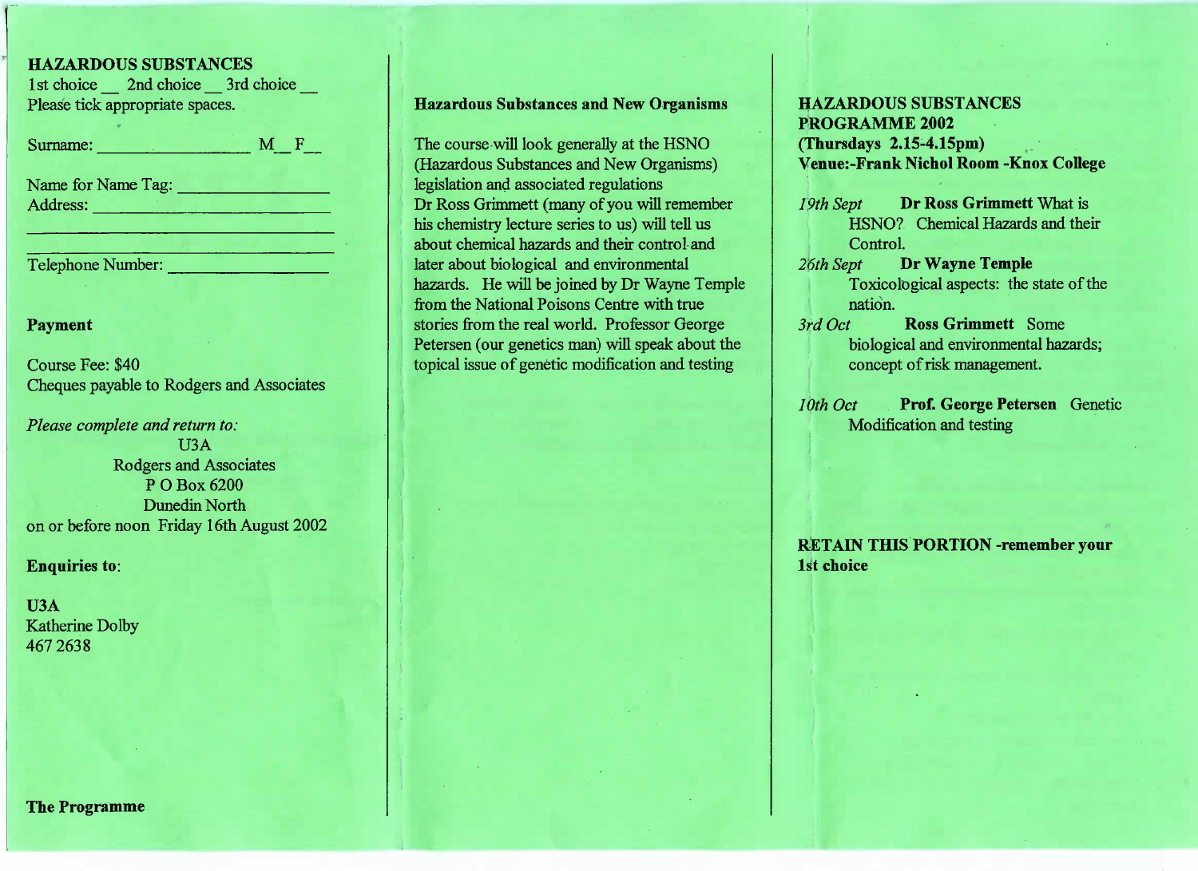## HAZARDOUS SUBSTANCES

1st choice __ 2nd choice __ 3rd choice __
Please tick appropriate spaces.

Surname: ________________ M__ F__

Name for Name Tag: ________________
Address: ________________________

________________________________

Telephone Number: ________________

**Payment**

Course Fee: $40
Cheques payable to Rodgers and Associates

*Please complete and return to:*
U3A
Rodgers and Associates
P O Box 6200
Dunedin North
on or before noon Friday 16th August 2002

**Enquiries to:**

**U3A**
Katherine Dolby
467 2638

**The Programme**

### Hazardous Substances and New Organisms

The course will look generally at the HSNO (Hazardous Substances and New Organisms) legislation and associated regulations
Dr Ross Grimmett (many of you will remember his chemistry lecture series to us) will tell us about chemical hazards and their control and later about biological and environmental hazards. He will be joined by Dr Wayne Temple from the National Poisons Centre with true stories from the real world. Professor George Petersen (our genetics man) will speak about the topical issue of genetic modification and testing

### HAZARDOUS SUBSTANCES PROGRAMME 2002
**(Thursdays 2.15-4.15pm)**
**Venue:-Frank Nichol Room -Knox College**

*19th Sept* **Dr Ross Grimmett** What is HSNO? Chemical Hazards and their Control.

*26th Sept* **Dr Wayne Temple** Toxicological aspects: the state of the nation.

*3rd Oct* **Ross Grimmett** Some biological and environmental hazards; concept of risk management.

*10th Oct* **Prof. George Petersen** Genetic Modification and testing

**RETAIN THIS PORTION -remember your 1st choice**